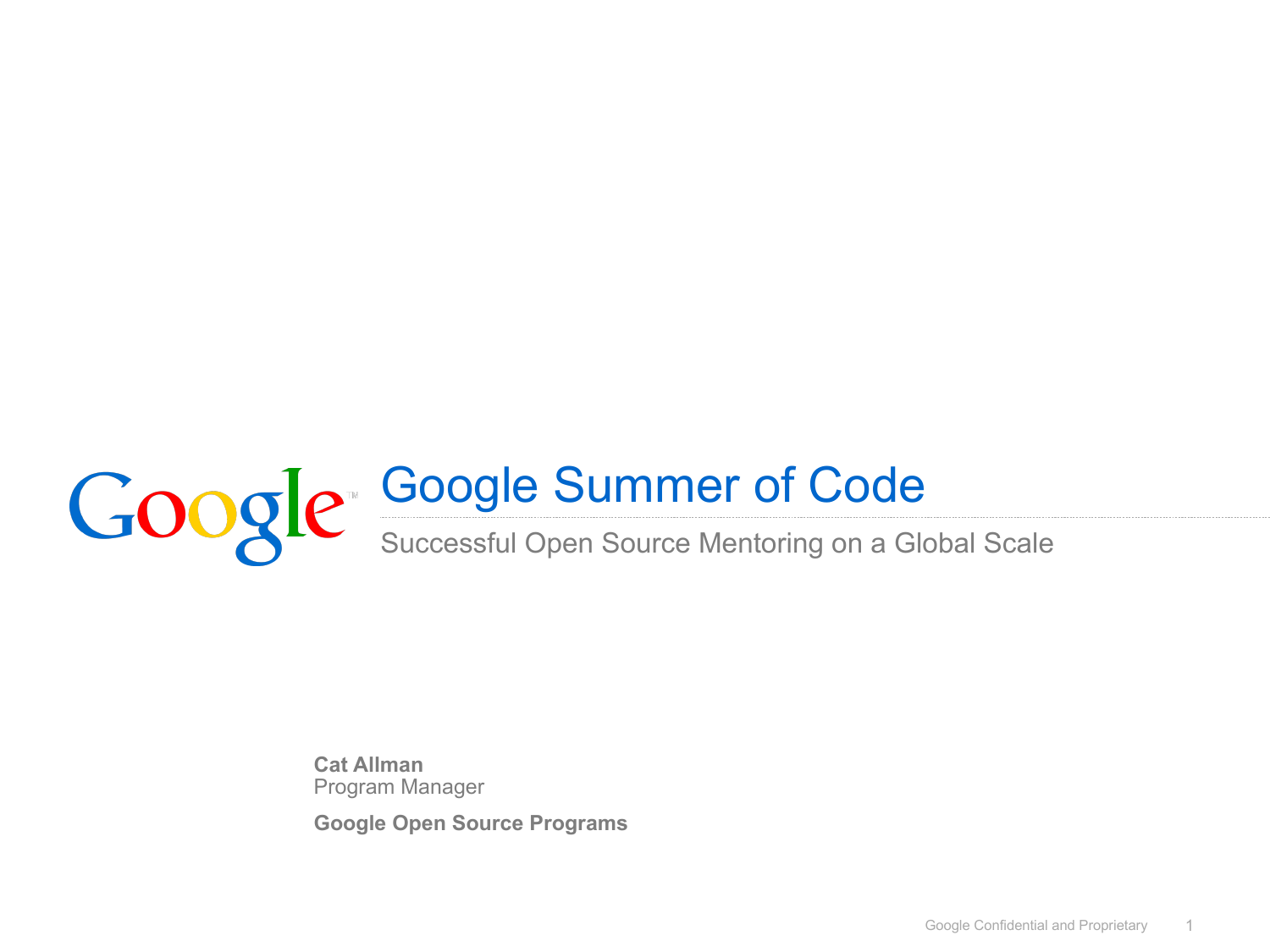# Google Summer of Code

## Successful Open Source Mentoring on a Global Scale

**Cat Allman**
Program Manager

**Google Open Source Programs**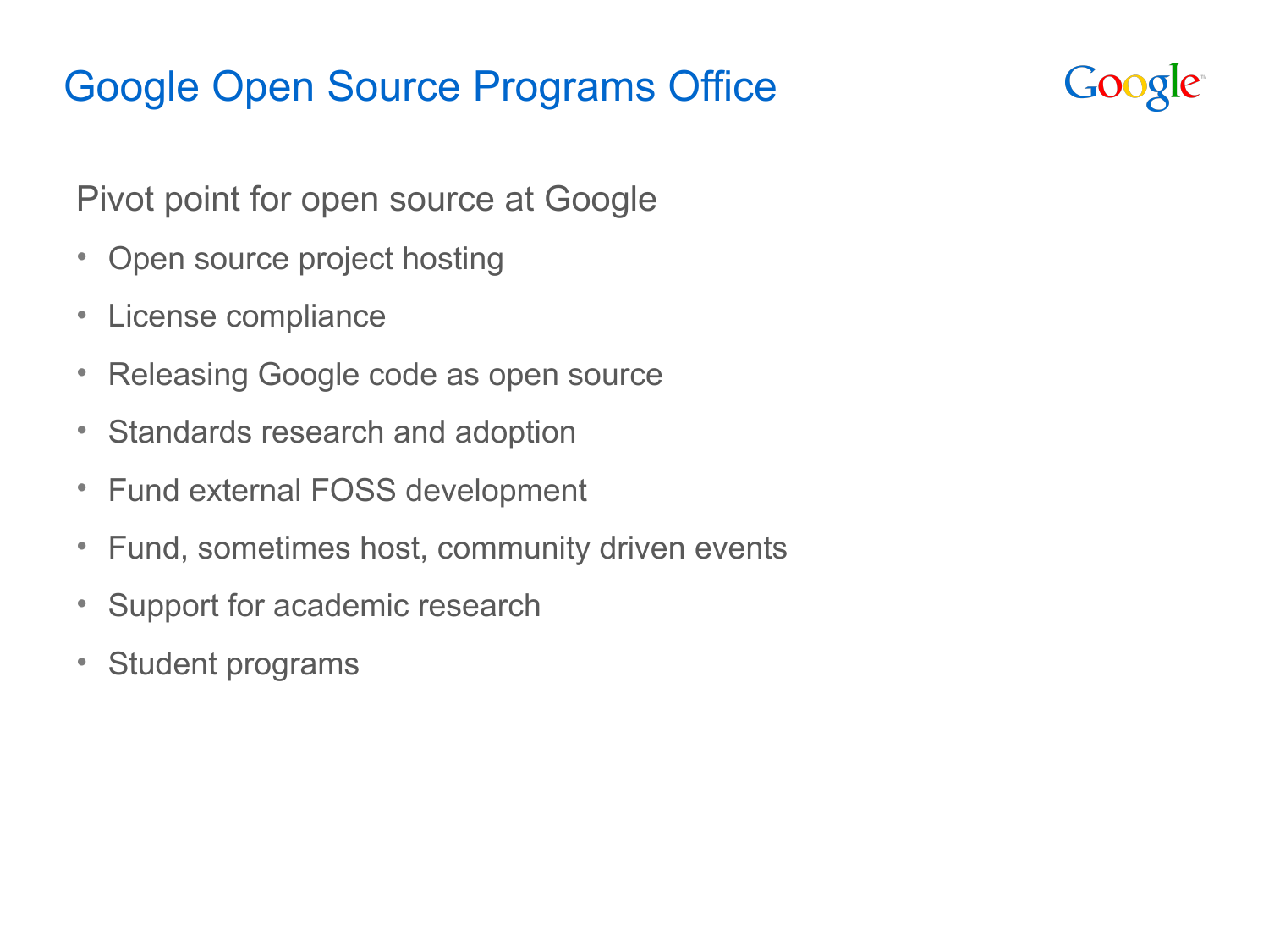# Google Open Source Programs Office

Pivot point for open source at Google

- Open source project hosting
- License compliance
- Releasing Google code as open source
- Standards research and adoption
- Fund external FOSS development
- Fund, sometimes host, community driven events
- Support for academic research
- Student programs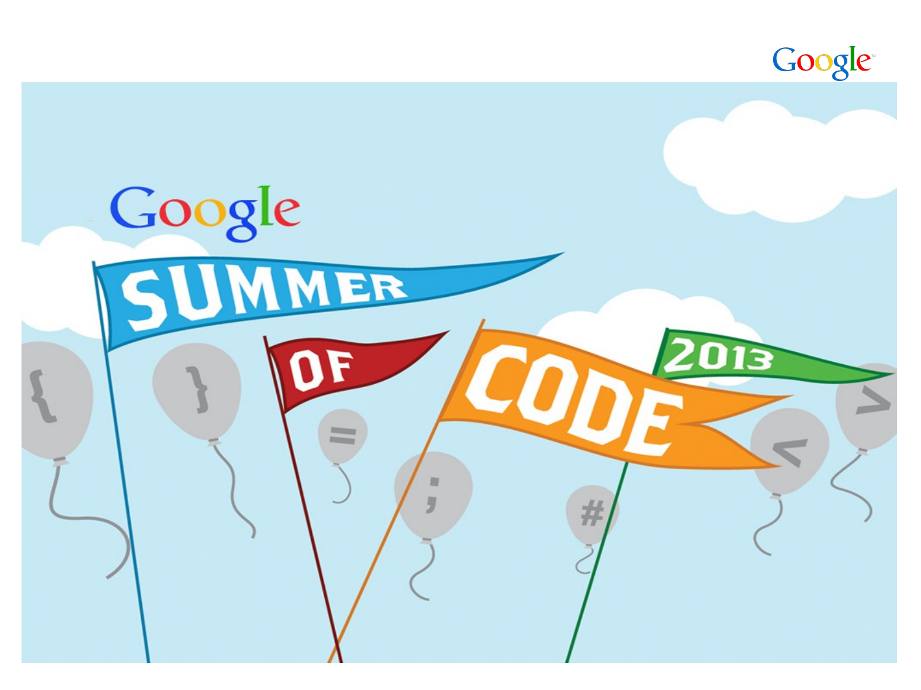Google SUMMER OF CODE 2013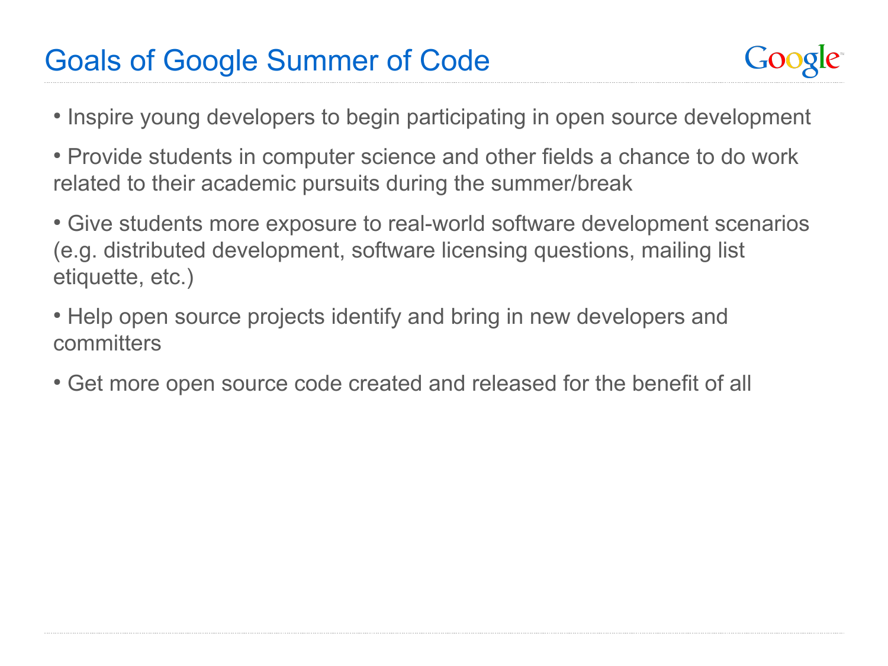# Goals of Google Summer of Code

- Inspire young developers to begin participating in open source development
- Provide students in computer science and other fields a chance to do work related to their academic pursuits during the summer/break
- Give students more exposure to real-world software development scenarios (e.g. distributed development, software licensing questions, mailing list etiquette, etc.)
- Help open source projects identify and bring in new developers and committers
- Get more open source code created and released for the benefit of all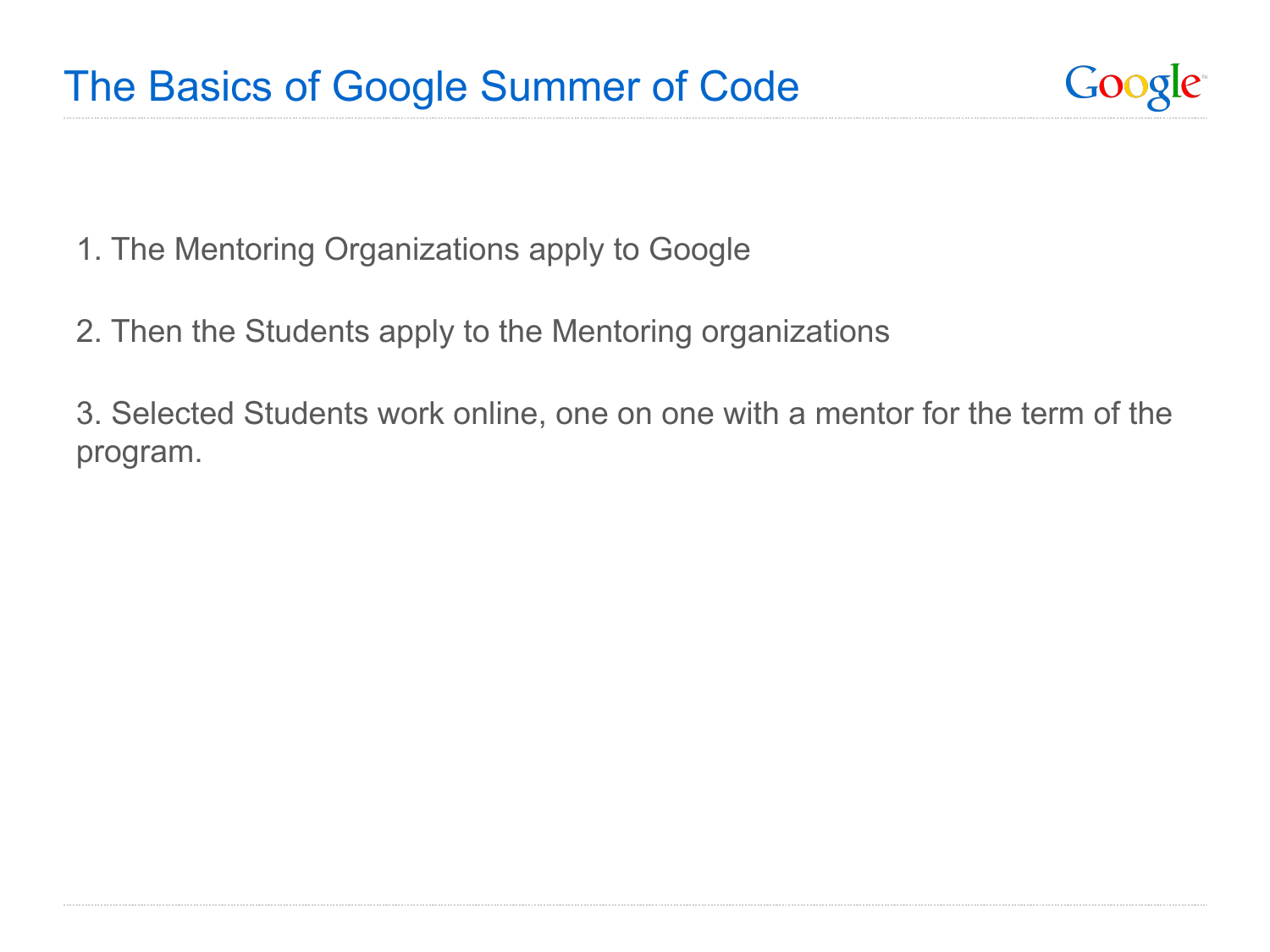# The Basics of Google Summer of Code

1. The Mentoring Organizations apply to Google

2. Then the Students apply to the Mentoring organizations

3. Selected Students work online, one on one with a mentor for the term of the program.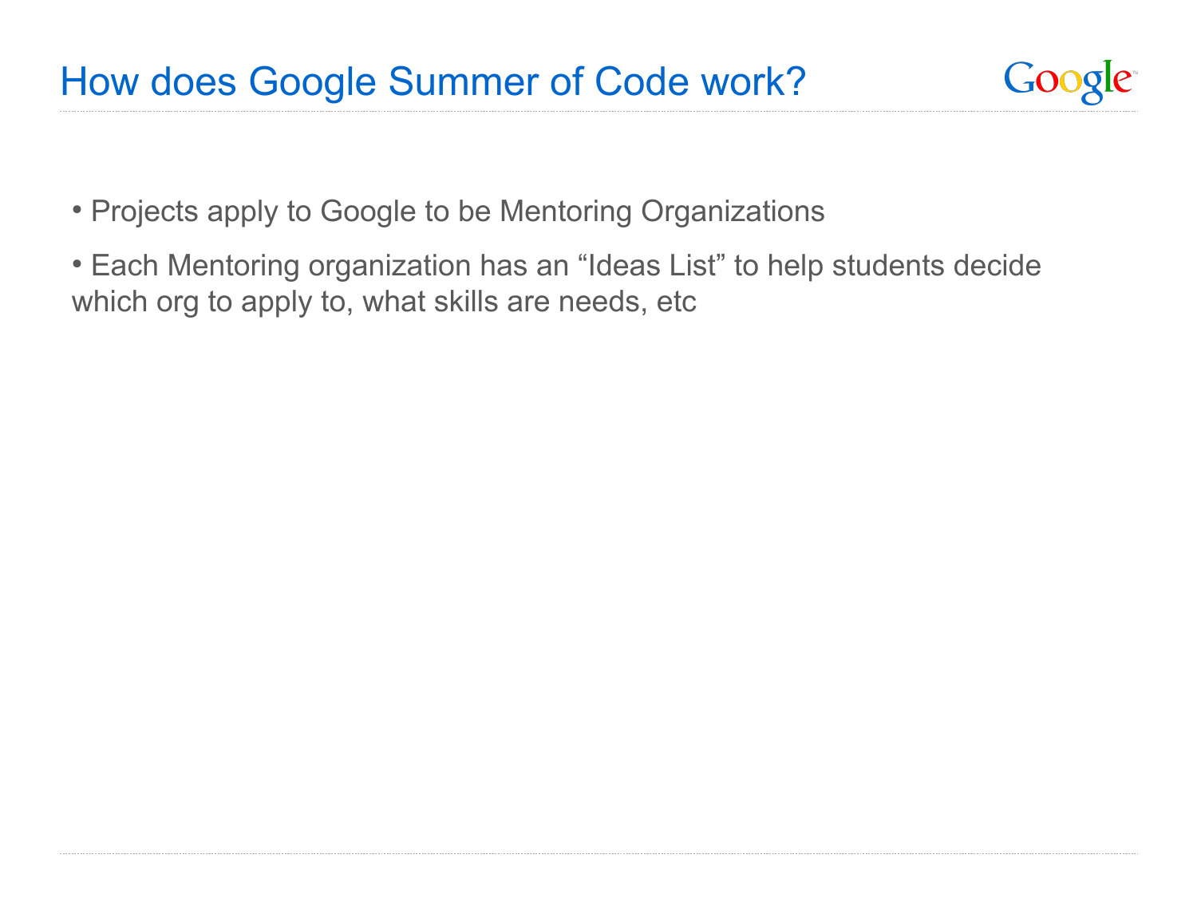# How does Google Summer of Code work?

- Projects apply to Google to be Mentoring Organizations
- Each Mentoring organization has an “Ideas List” to help students decide which org to apply to, what skills are needs, etc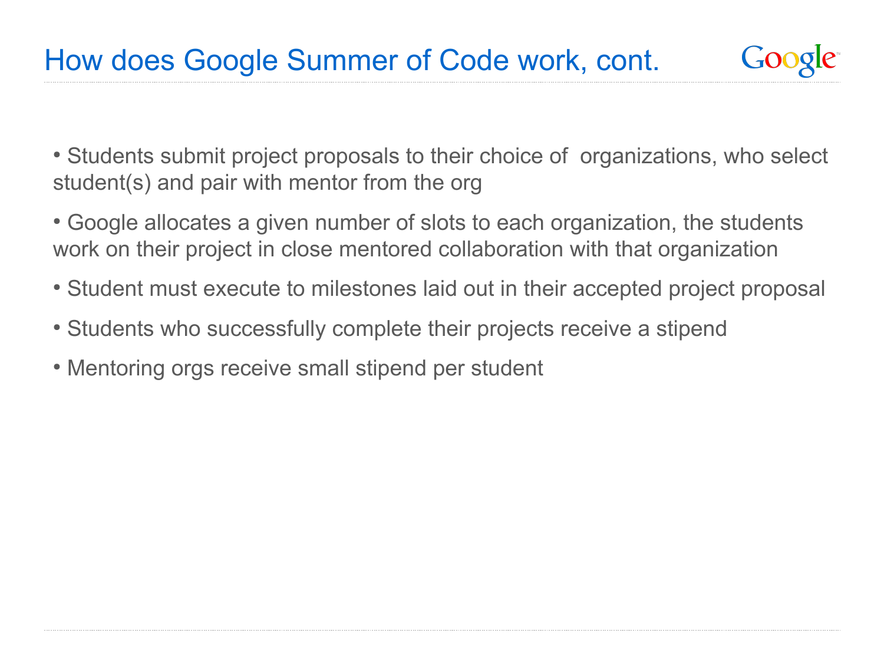# How does Google Summer of Code work, cont.

- Students submit project proposals to their choice of organizations, who select student(s) and pair with mentor from the org
- Google allocates a given number of slots to each organization, the students work on their project in close mentored collaboration with that organization
- Student must execute to milestones laid out in their accepted project proposal
- Students who successfully complete their projects receive a stipend
- Mentoring orgs receive small stipend per student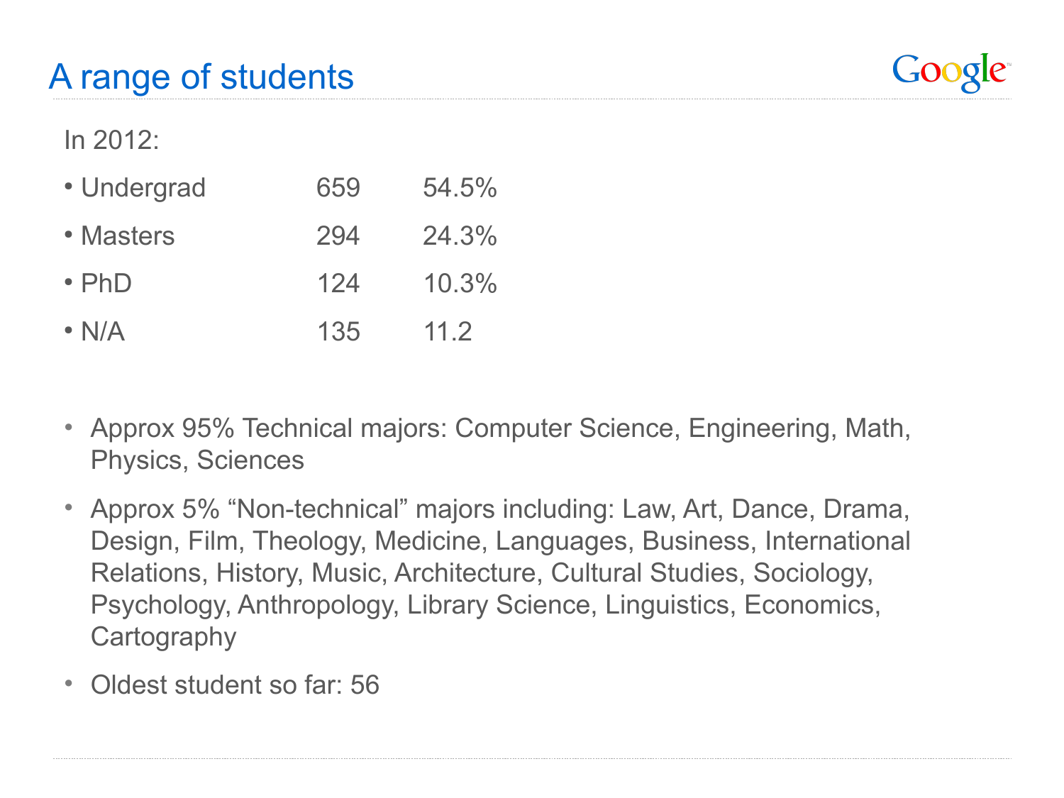# A range of students

In 2012:

| | | |
|---|---|---|
| Undergrad | 659 | 54.5% |
| Masters | 294 | 24.3% |
| PhD | 124 | 10.3% |
| N/A | 135 | 11.2 |

- Approx 95% Technical majors: Computer Science, Engineering, Math, Physics, Sciences
- Approx 5% “Non-technical” majors including: Law, Art, Dance, Drama, Design, Film, Theology, Medicine, Languages, Business, International Relations, History, Music, Architecture, Cultural Studies, Sociology, Psychology, Anthropology, Library Science, Linguistics, Economics, Cartography
- Oldest student so far: 56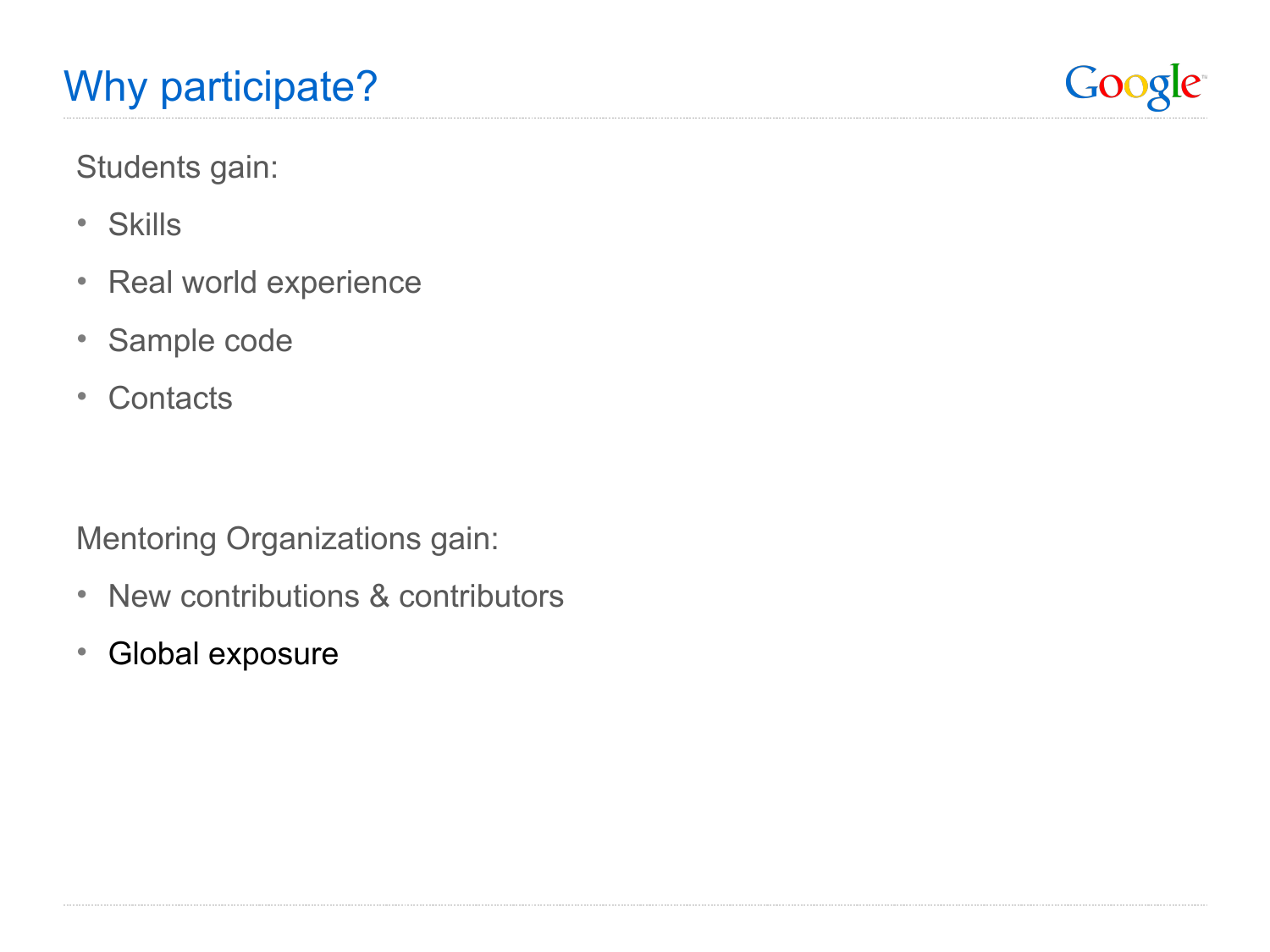# Why participate?

Students gain:

- Skills
- Real world experience
- Sample code
- Contacts

Mentoring Organizations gain:

- New contributions & contributors
- Global exposure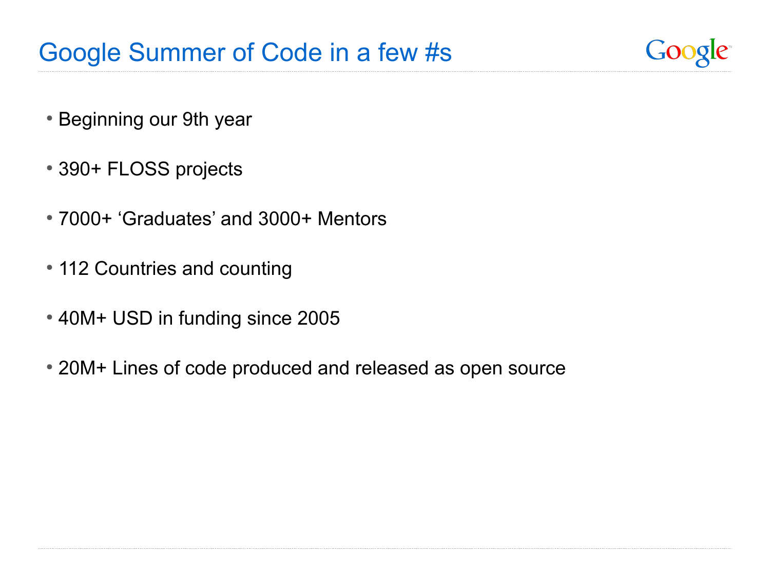# Google Summer of Code in a few #s

- Beginning our 9th year
- 390+ FLOSS projects
- 7000+ ‘Graduates’ and 3000+ Mentors
- 112 Countries and counting
- 40M+ USD in funding since 2005
- 20M+ Lines of code produced and released as open source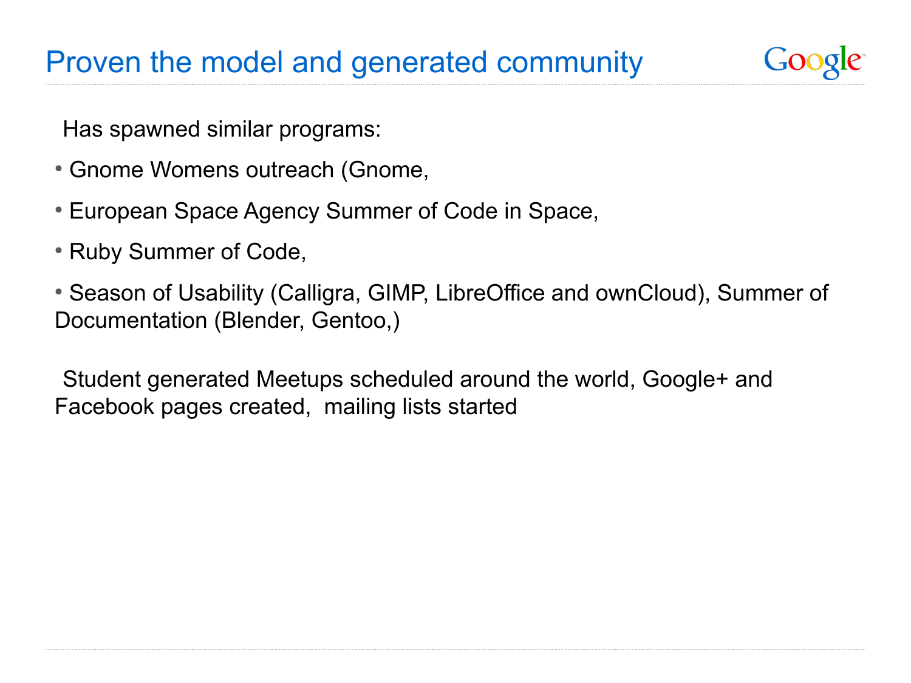# Proven the model and generated community

Has spawned similar programs:

- Gnome Womens outreach (Gnome,
- European Space Agency Summer of Code in Space,
- Ruby Summer of Code,
- Season of Usability (Calligra, GIMP, LibreOffice and ownCloud), Summer of Documentation (Blender, Gentoo,)

Student generated Meetups scheduled around the world, Google+ and Facebook pages created, mailing lists started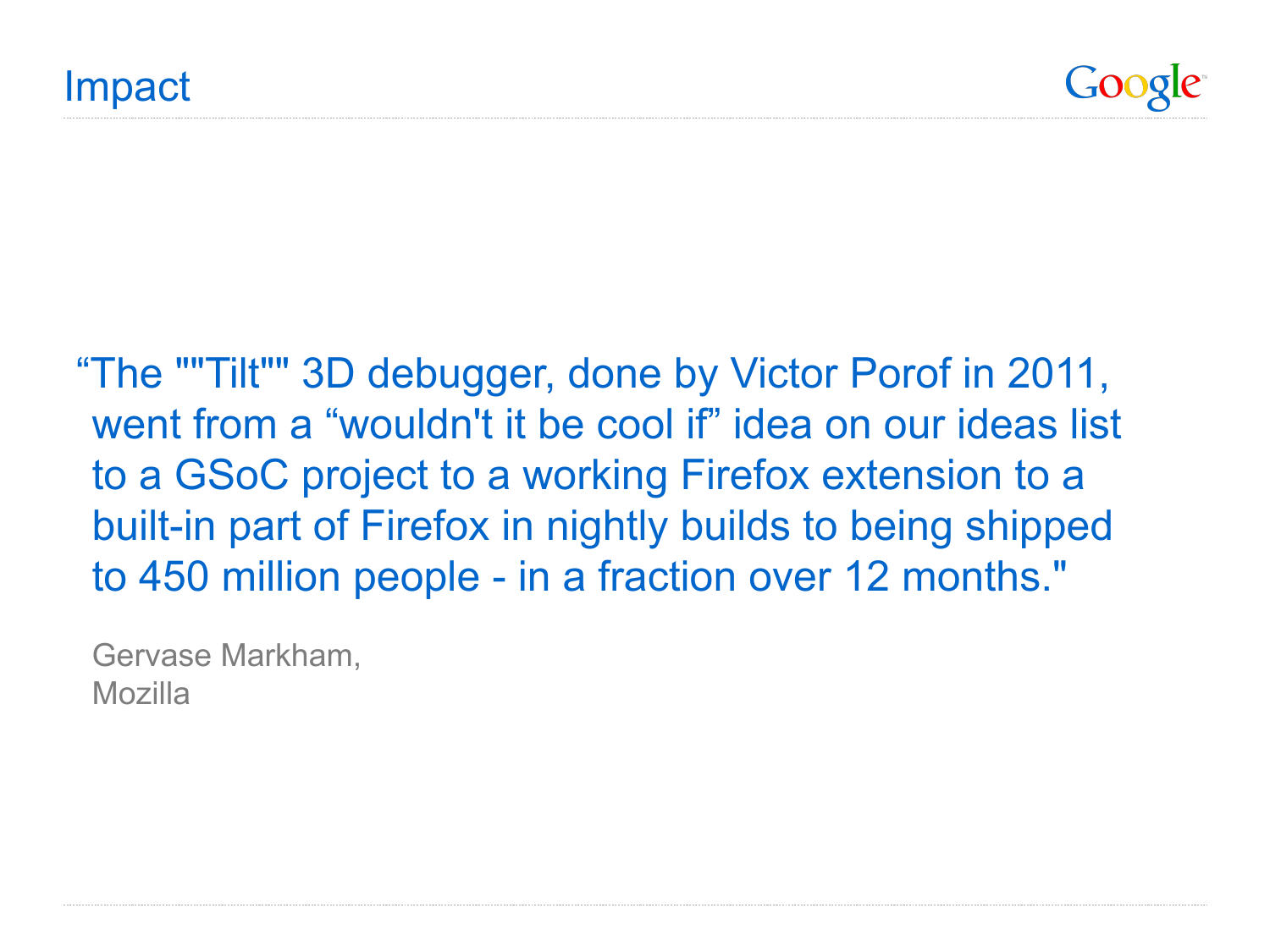# Impact

> “The ""Tilt"" 3D debugger, done by Victor Porof in 2011, went from a “wouldn't it be cool if” idea on our ideas list to a GSoC project to a working Firefox extension to a built-in part of Firefox in nightly builds to being shipped to 450 million people - in a fraction over 12 months."

Gervase Markham,
Mozilla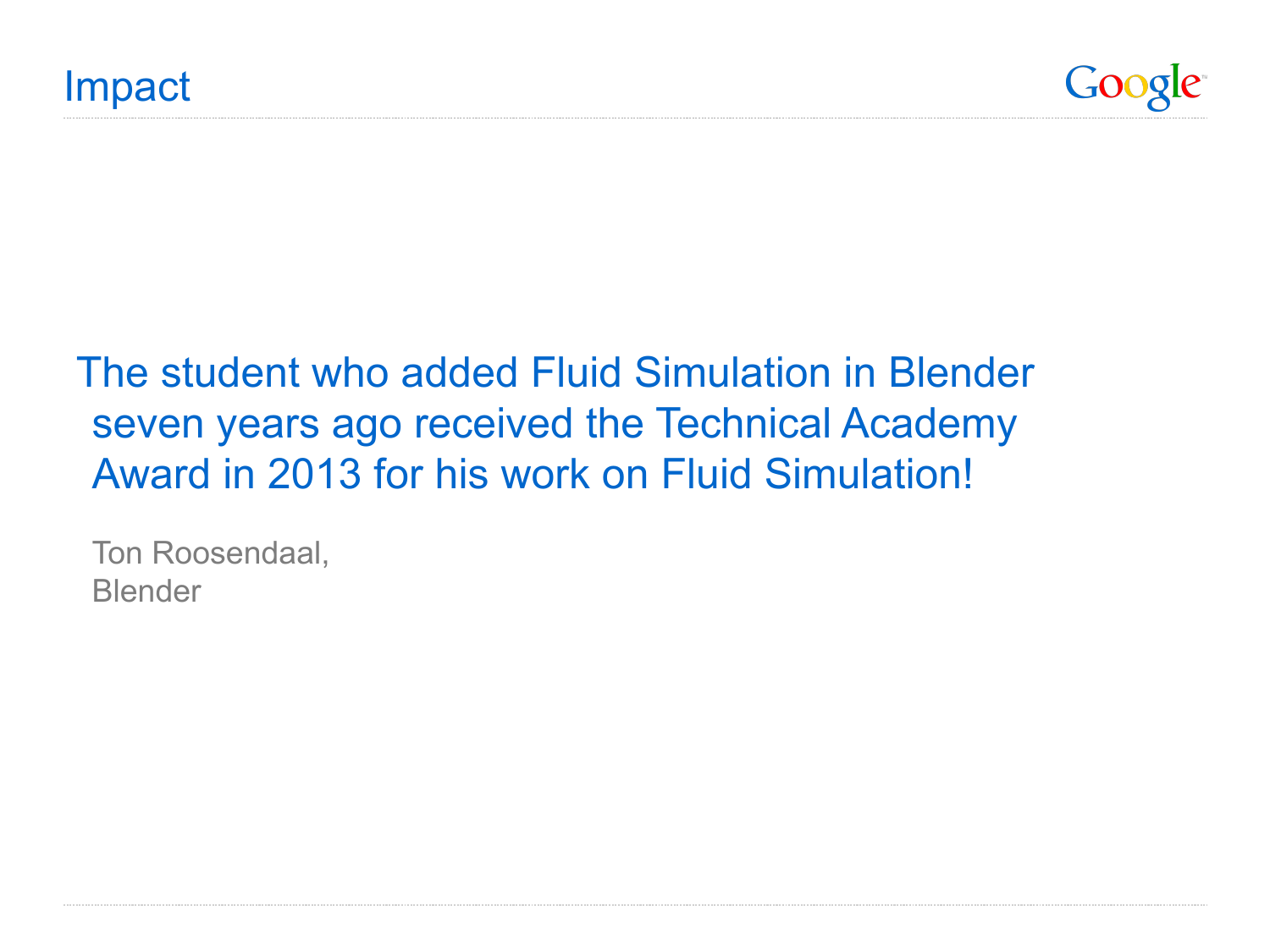# Impact

> The student who added Fluid Simulation in Blender seven years ago received the Technical Academy Award in 2013 for his work on Fluid Simulation!
>
> Ton Roosendaal,
> Blender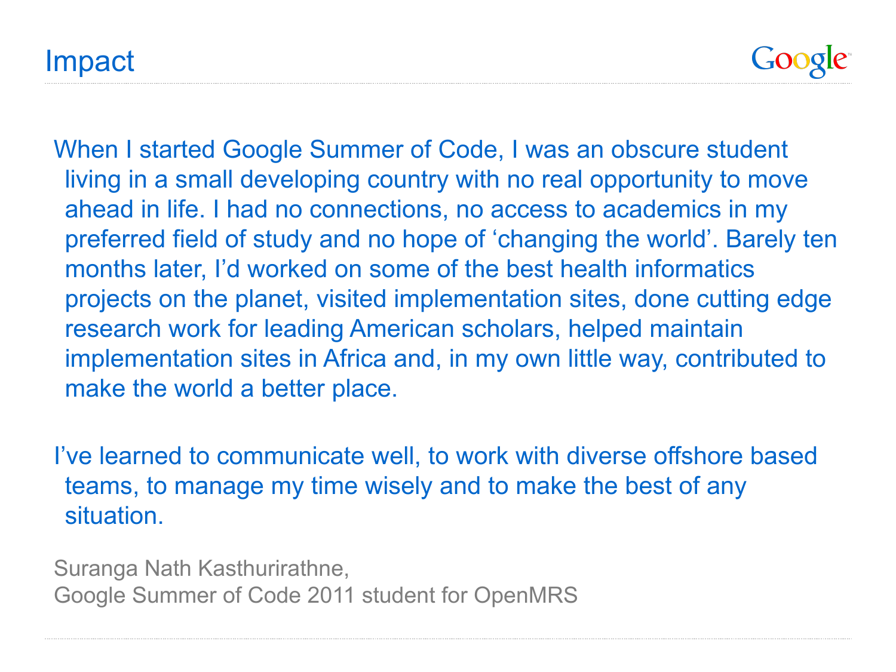# Impact

When I started Google Summer of Code, I was an obscure student living in a small developing country with no real opportunity to move ahead in life. I had no connections, no access to academics in my preferred field of study and no hope of 'changing the world'. Barely ten months later, I'd worked on some of the best health informatics projects on the planet, visited implementation sites, done cutting edge research work for leading American scholars, helped maintain implementation sites in Africa and, in my own little way, contributed to make the world a better place.

I've learned to communicate well, to work with diverse offshore based teams, to manage my time wisely and to make the best of any situation.

Suranga Nath Kasthurirathne,
Google Summer of Code 2011 student for OpenMRS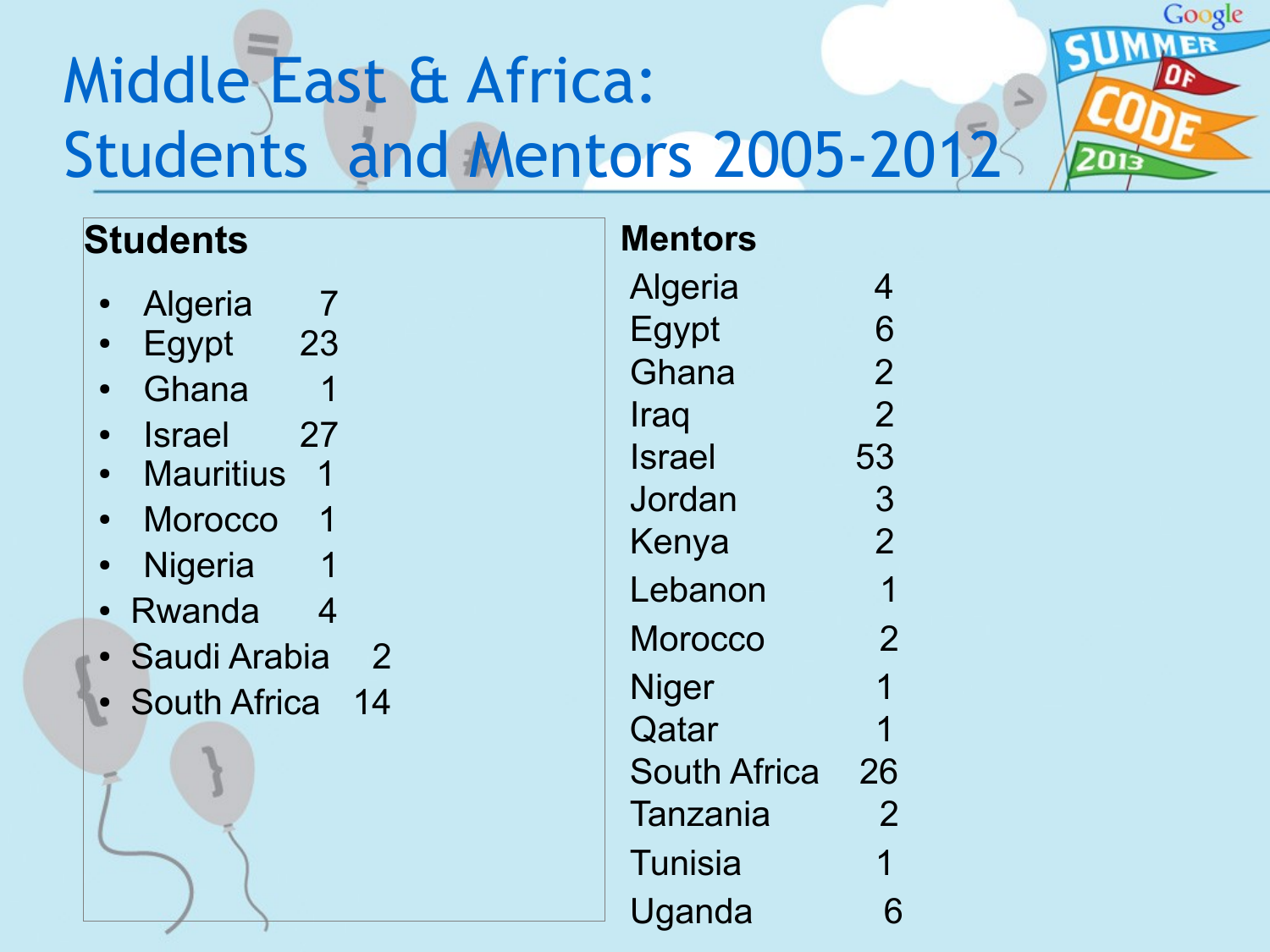# Middle East & Africa: Students and Mentors 2005-2012

**Students**

- Algeria 7
- Egypt 23
- Ghana 1
- Israel 27
- Mauritius 1
- Morocco 1
- Nigeria 1
- Rwanda 4
- Saudi Arabia 2
- South Africa 14

**Mentors**

| Country | Count |
|---|---|
| Algeria | 4 |
| Egypt | 6 |
| Ghana | 2 |
| Iraq | 2 |
| Israel | 53 |
| Jordan | 3 |
| Kenya | 2 |
| Lebanon | 1 |
| Morocco | 2 |
| Niger | 1 |
| Qatar | 1 |
| South Africa | 26 |
| Tanzania | 2 |
| Tunisia | 1 |
| Uganda | 6 |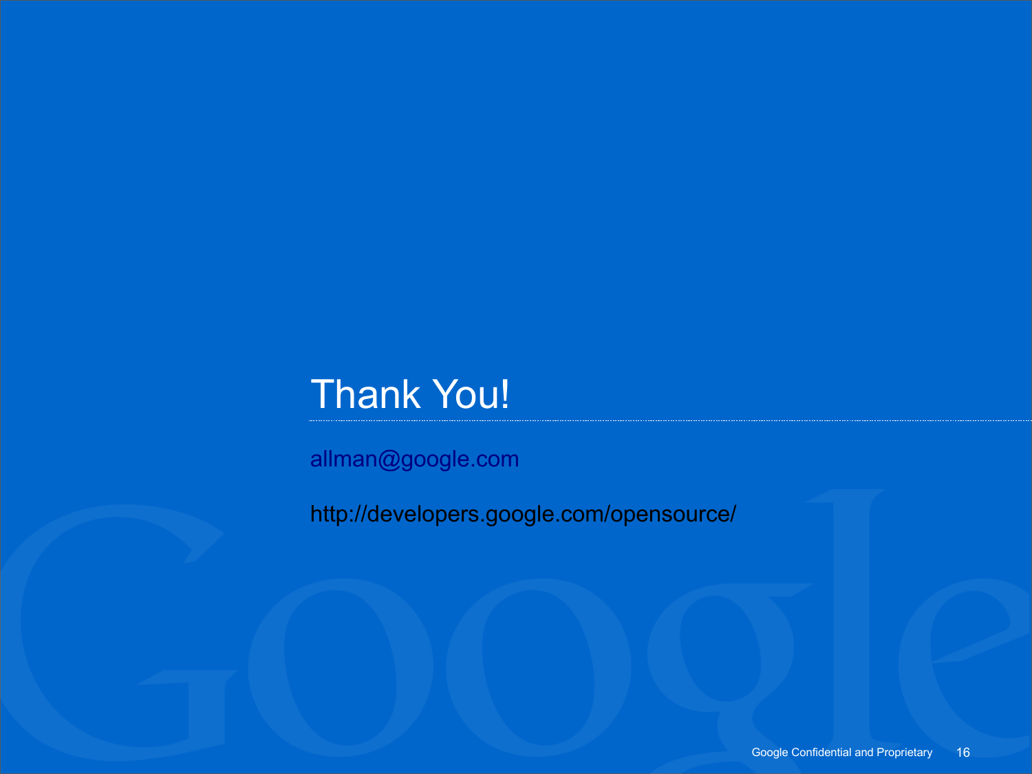# Thank You!

allman@google.com

http://developers.google.com/opensource/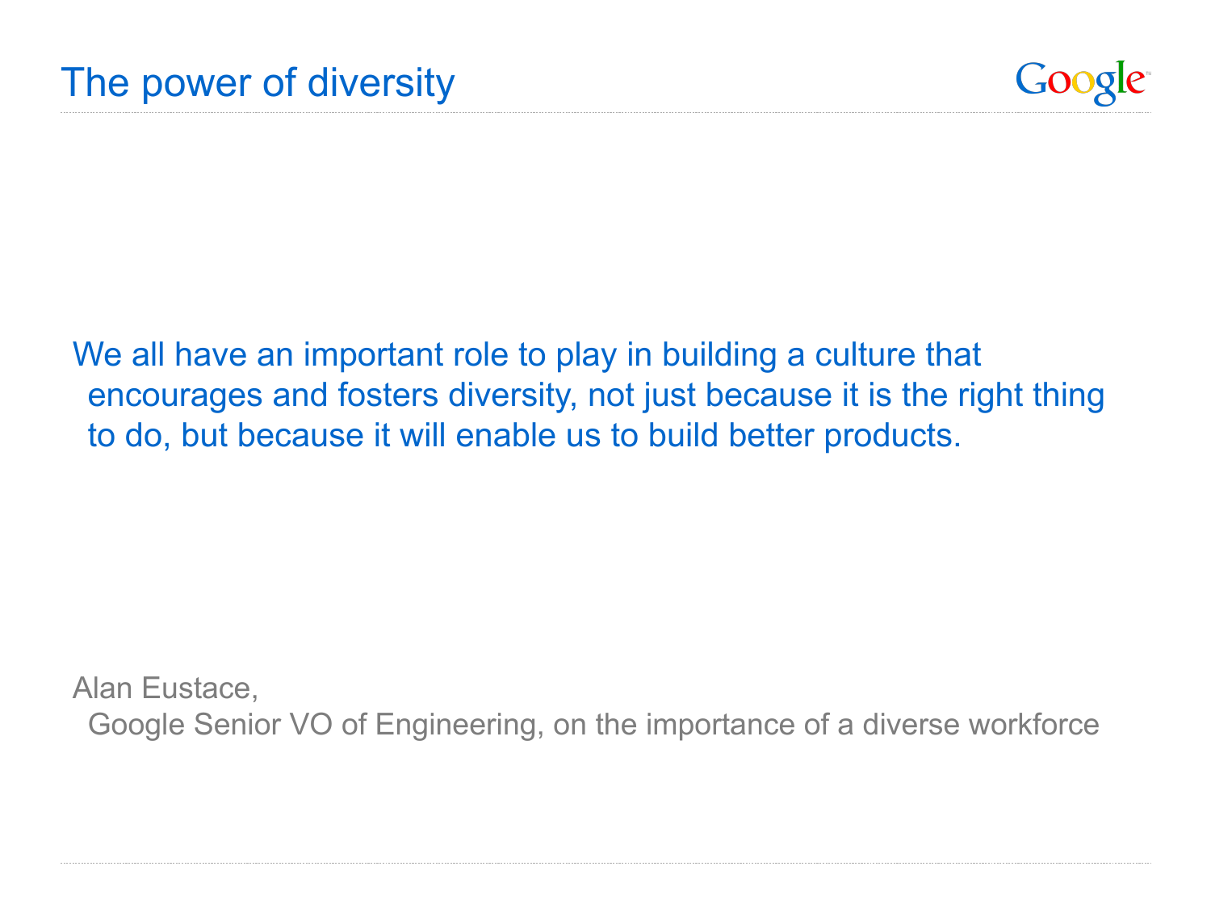# The power of diversity

We all have an important role to play in building a culture that encourages and fosters diversity, not just because it is the right thing to do, but because it will enable us to build better products.

Alan Eustace,
Google Senior VO of Engineering, on the importance of a diverse workforce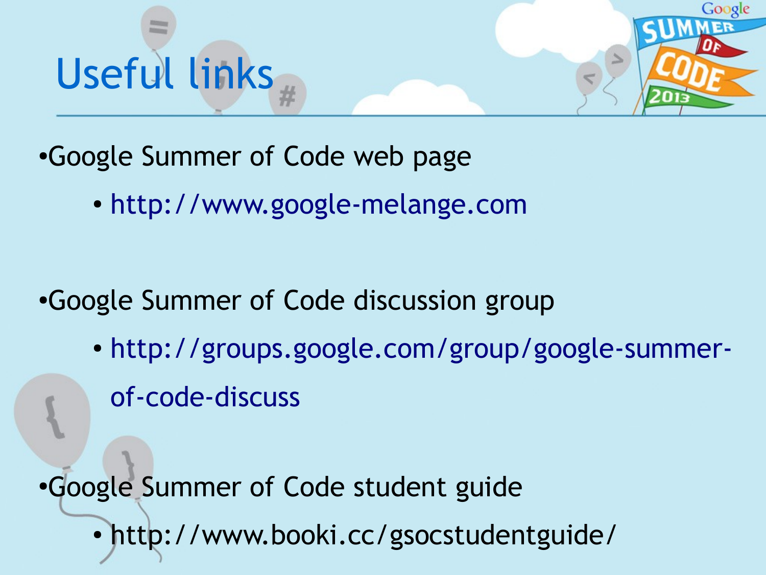# Useful links

- Google Summer of Code web page
  - http://www.google-melange.com

- Google Summer of Code discussion group
  - http://groups.google.com/group/google-summer-of-code-discuss

- Google Summer of Code student guide
  - http://www.booki.cc/gsocstudentguide/